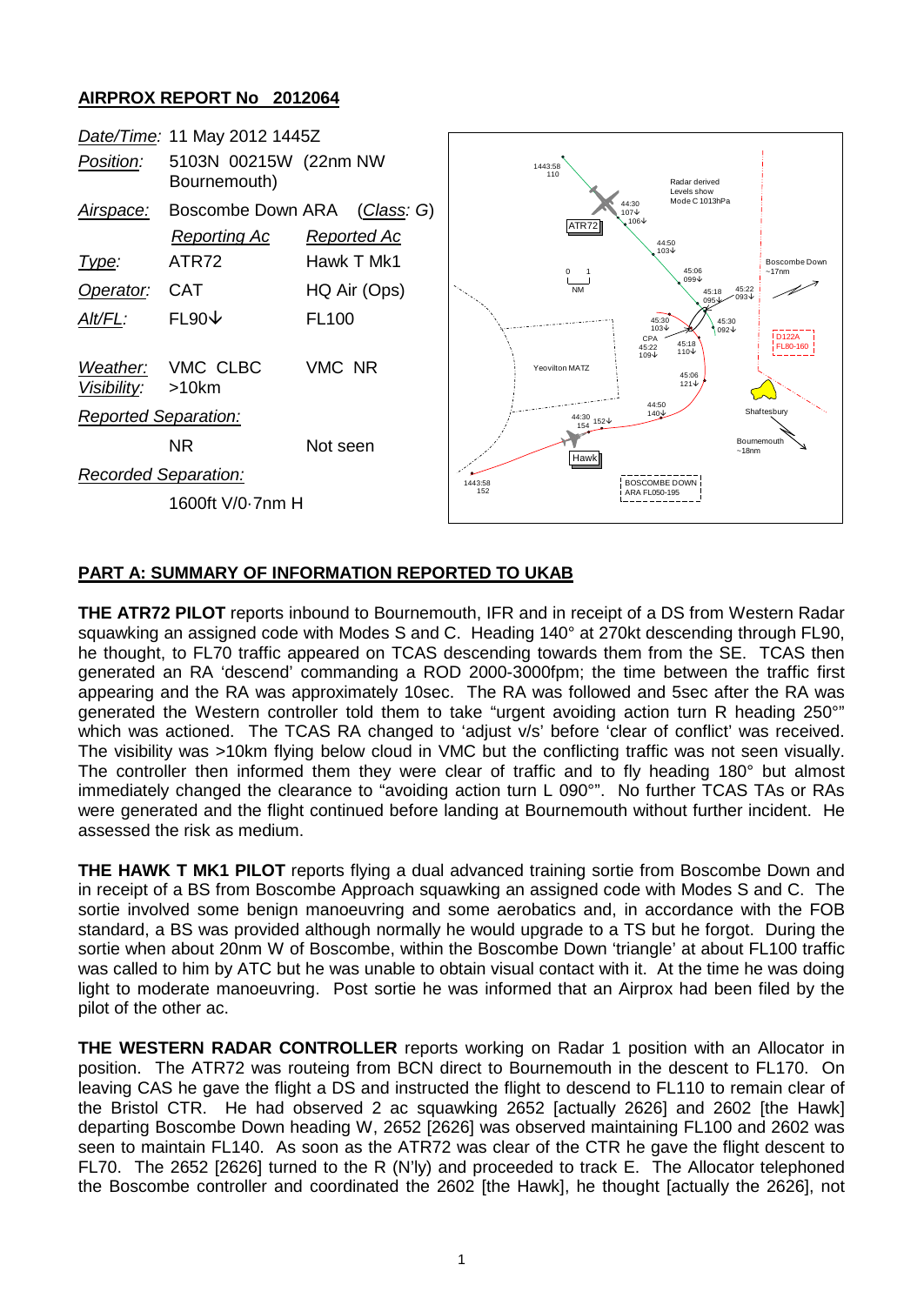## AIRPROX REPORT No 2012064

| | | |
|---|---|---|
| *Date/Time:* | 11 May 2012 1445Z | |
| *Position:* | 5103N 00215W (22nm NW Bournemouth) | |
| *Airspace:* | Boscombe Down ARA | (*Class*: G) |
| | Reporting Ac | Reported Ac |
| *Type:* | ATR72 | Hawk T Mk1 |
| *Operator:* | CAT | HQ Air (Ops) |
| *Alt/FL:* | FL90↓ | FL100 |
| *Weather:* | VMC CLBC | VMC NR |
| *Visibility:* | >10km | |
| *Reported Separation:* | | |
| | NR | Not seen |
| *Recorded Separation:* | | |
| | 1600ft V/0·7nm H | |

## PART A: SUMMARY OF INFORMATION REPORTED TO UKAB

**THE ATR72 PILOT** reports inbound to Bournemouth, IFR and in receipt of a DS from Western Radar squawking an assigned code with Modes S and C. Heading 140° at 270kt descending through FL90, he thought, to FL70 traffic appeared on TCAS descending towards them from the SE. TCAS then generated an RA 'descend' commanding a ROD 2000-3000fpm; the time between the traffic first appearing and the RA was approximately 10sec. The RA was followed and 5sec after the RA was generated the Western controller told them to take "urgent avoiding action turn R heading 250°" which was actioned. The TCAS RA changed to 'adjust v/s' before 'clear of conflict' was received. The visibility was >10km flying below cloud in VMC but the conflicting traffic was not seen visually. The controller then informed them they were clear of traffic and to fly heading 180° but almost immediately changed the clearance to "avoiding action turn L 090°". No further TCAS TAs or RAs were generated and the flight continued before landing at Bournemouth without further incident. He assessed the risk as medium.

**THE HAWK T MK1 PILOT** reports flying a dual advanced training sortie from Boscombe Down and in receipt of a BS from Boscombe Approach squawking an assigned code with Modes S and C. The sortie involved some benign manoeuvring and some aerobatics and, in accordance with the FOB standard, a BS was provided although normally he would upgrade to a TS but he forgot. During the sortie when about 20nm W of Boscombe, within the Boscombe Down 'triangle' at about FL100 traffic was called to him by ATC but he was unable to obtain visual contact with it. At the time he was doing light to moderate manoeuvring. Post sortie he was informed that an Airprox had been filed by the pilot of the other ac.

**THE WESTERN RADAR CONTROLLER** reports working on Radar 1 position with an Allocator in position. The ATR72 was routeing from BCN direct to Bournemouth in the descent to FL170. On leaving CAS he gave the flight a DS and instructed the flight to descend to FL110 to remain clear of the Bristol CTR. He had observed 2 ac squawking 2652 [actually 2626] and 2602 [the Hawk] departing Boscombe Down heading W, 2652 [2626] was observed maintaining FL100 and 2602 was seen to maintain FL140. As soon as the ATR72 was clear of the CTR he gave the flight descent to FL70. The 2652 [2626] turned to the R (N'ly) and proceeded to track E. The Allocator telephoned the Boscombe controller and coordinated the 2602 [the Hawk], he thought [actually the 2626], not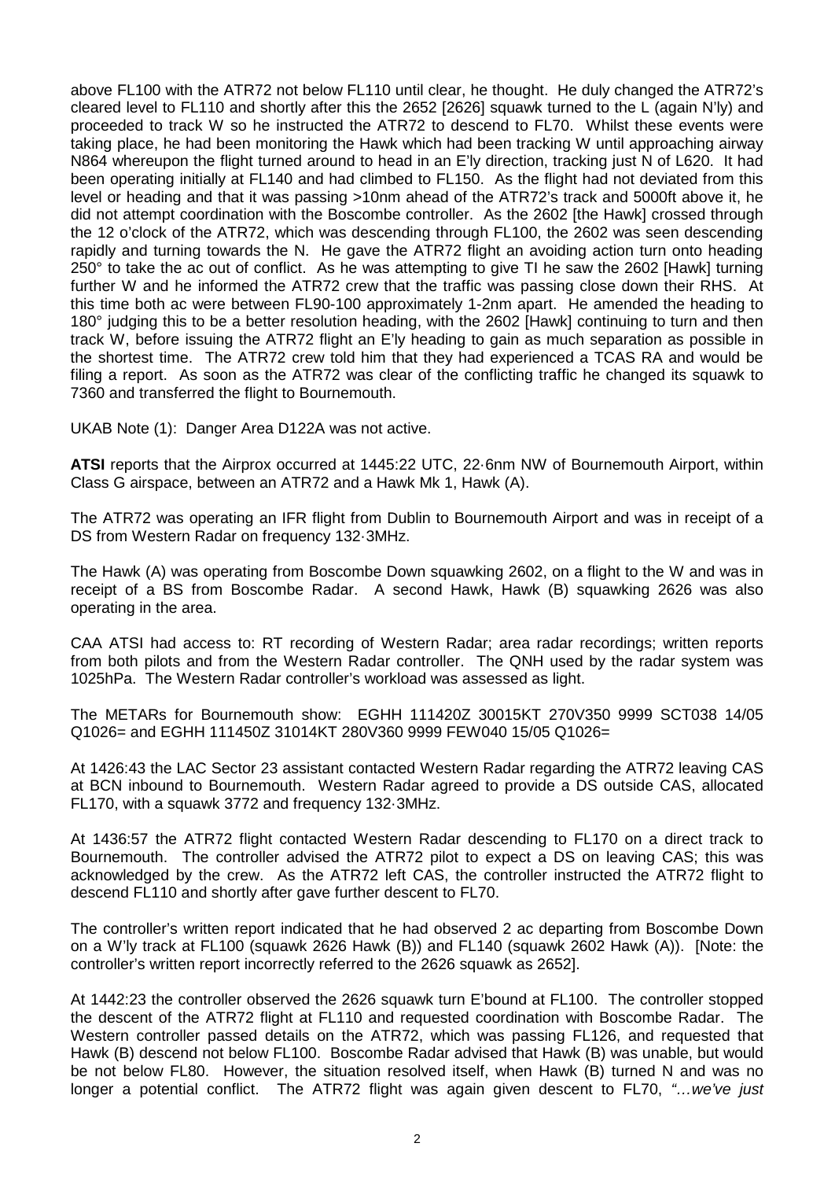above FL100 with the ATR72 not below FL110 until clear, he thought. He duly changed the ATR72's cleared level to FL110 and shortly after this the 2652 [2626] squawk turned to the L (again N'ly) and proceeded to track W so he instructed the ATR72 to descend to FL70. Whilst these events were taking place, he had been monitoring the Hawk which had been tracking W until approaching airway N864 whereupon the flight turned around to head in an E'ly direction, tracking just N of L620. It had been operating initially at FL140 and had climbed to FL150. As the flight had not deviated from this level or heading and that it was passing >10nm ahead of the ATR72's track and 5000ft above it, he did not attempt coordination with the Boscombe controller. As the 2602 [the Hawk] crossed through the 12 o'clock of the ATR72, which was descending through FL100, the 2602 was seen descending rapidly and turning towards the N. He gave the ATR72 flight an avoiding action turn onto heading 250° to take the ac out of conflict. As he was attempting to give TI he saw the 2602 [Hawk] turning further W and he informed the ATR72 crew that the traffic was passing close down their RHS. At this time both ac were between FL90-100 approximately 1-2nm apart. He amended the heading to 180° judging this to be a better resolution heading, with the 2602 [Hawk] continuing to turn and then track W, before issuing the ATR72 flight an E'ly heading to gain as much separation as possible in the shortest time. The ATR72 crew told him that they had experienced a TCAS RA and would be filing a report. As soon as the ATR72 was clear of the conflicting traffic he changed its squawk to 7360 and transferred the flight to Bournemouth.

UKAB Note (1): Danger Area D122A was not active.

**ATSI** reports that the Airprox occurred at 1445:22 UTC, 22·6nm NW of Bournemouth Airport, within Class G airspace, between an ATR72 and a Hawk Mk 1, Hawk (A).

The ATR72 was operating an IFR flight from Dublin to Bournemouth Airport and was in receipt of a DS from Western Radar on frequency 132·3MHz.

The Hawk (A) was operating from Boscombe Down squawking 2602, on a flight to the W and was in receipt of a BS from Boscombe Radar. A second Hawk, Hawk (B) squawking 2626 was also operating in the area.

CAA ATSI had access to: RT recording of Western Radar; area radar recordings; written reports from both pilots and from the Western Radar controller. The QNH used by the radar system was 1025hPa. The Western Radar controller's workload was assessed as light.

The METARs for Bournemouth show: EGHH 111420Z 30015KT 270V350 9999 SCT038 14/05 Q1026= and EGHH 111450Z 31014KT 280V360 9999 FEW040 15/05 Q1026=

At 1426:43 the LAC Sector 23 assistant contacted Western Radar regarding the ATR72 leaving CAS at BCN inbound to Bournemouth. Western Radar agreed to provide a DS outside CAS, allocated FL170, with a squawk 3772 and frequency 132·3MHz.

At 1436:57 the ATR72 flight contacted Western Radar descending to FL170 on a direct track to Bournemouth. The controller advised the ATR72 pilot to expect a DS on leaving CAS; this was acknowledged by the crew. As the ATR72 left CAS, the controller instructed the ATR72 flight to descend FL110 and shortly after gave further descent to FL70.

The controller's written report indicated that he had observed 2 ac departing from Boscombe Down on a W'ly track at FL100 (squawk 2626 Hawk (B)) and FL140 (squawk 2602 Hawk (A)). [Note: the controller's written report incorrectly referred to the 2626 squawk as 2652].

At 1442:23 the controller observed the 2626 squawk turn E'bound at FL100. The controller stopped the descent of the ATR72 flight at FL110 and requested coordination with Boscombe Radar. The Western controller passed details on the ATR72, which was passing FL126, and requested that Hawk (B) descend not below FL100. Boscombe Radar advised that Hawk (B) was unable, but would be not below FL80. However, the situation resolved itself, when Hawk (B) turned N and was no longer a potential conflict. The ATR72 flight was again given descent to FL70, *"…we've just*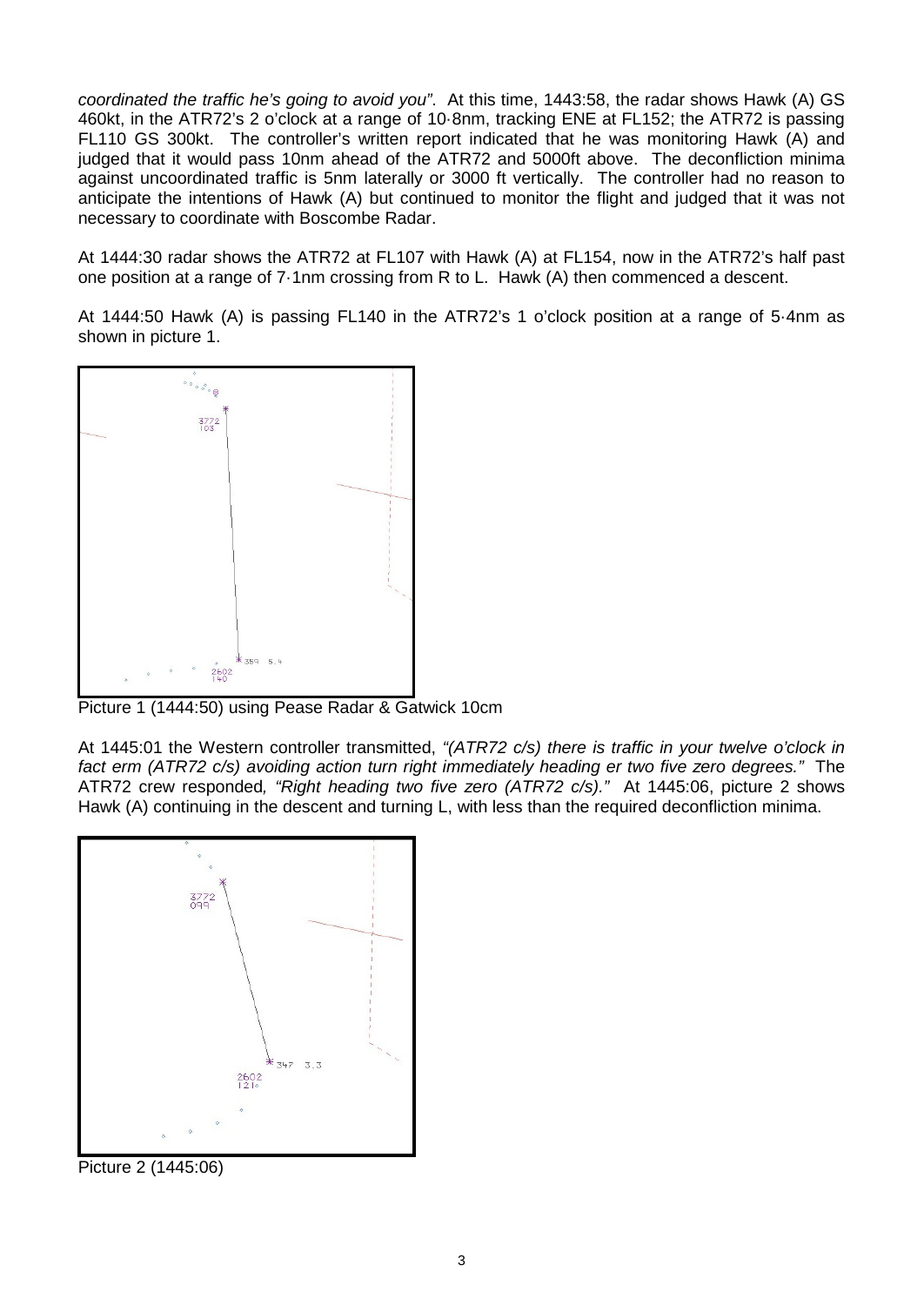*coordinated the traffic he's going to avoid you"*. At this time, 1443:58, the radar shows Hawk (A) GS 460kt, in the ATR72's 2 o'clock at a range of 10·8nm, tracking ENE at FL152; the ATR72 is passing FL110 GS 300kt. The controller's written report indicated that he was monitoring Hawk (A) and judged that it would pass 10nm ahead of the ATR72 and 5000ft above. The deconfliction minima against uncoordinated traffic is 5nm laterally or 3000 ft vertically. The controller had no reason to anticipate the intentions of Hawk (A) but continued to monitor the flight and judged that it was not necessary to coordinate with Boscombe Radar.

At 1444:30 radar shows the ATR72 at FL107 with Hawk (A) at FL154, now in the ATR72's half past one position at a range of 7·1nm crossing from R to L. Hawk (A) then commenced a descent.

At 1444:50 Hawk (A) is passing FL140 in the ATR72's 1 o'clock position at a range of 5·4nm as shown in picture 1.

Picture 1 (1444:50) using Pease Radar & Gatwick 10cm

At 1445:01 the Western controller transmitted, *"(ATR72 c/s) there is traffic in your twelve o'clock in fact erm (ATR72 c/s) avoiding action turn right immediately heading er two five zero degrees."* The ATR72 crew responded, *"Right heading two five zero (ATR72 c/s)."* At 1445:06, picture 2 shows Hawk (A) continuing in the descent and turning L, with less than the required deconfliction minima.

Picture 2 (1445:06)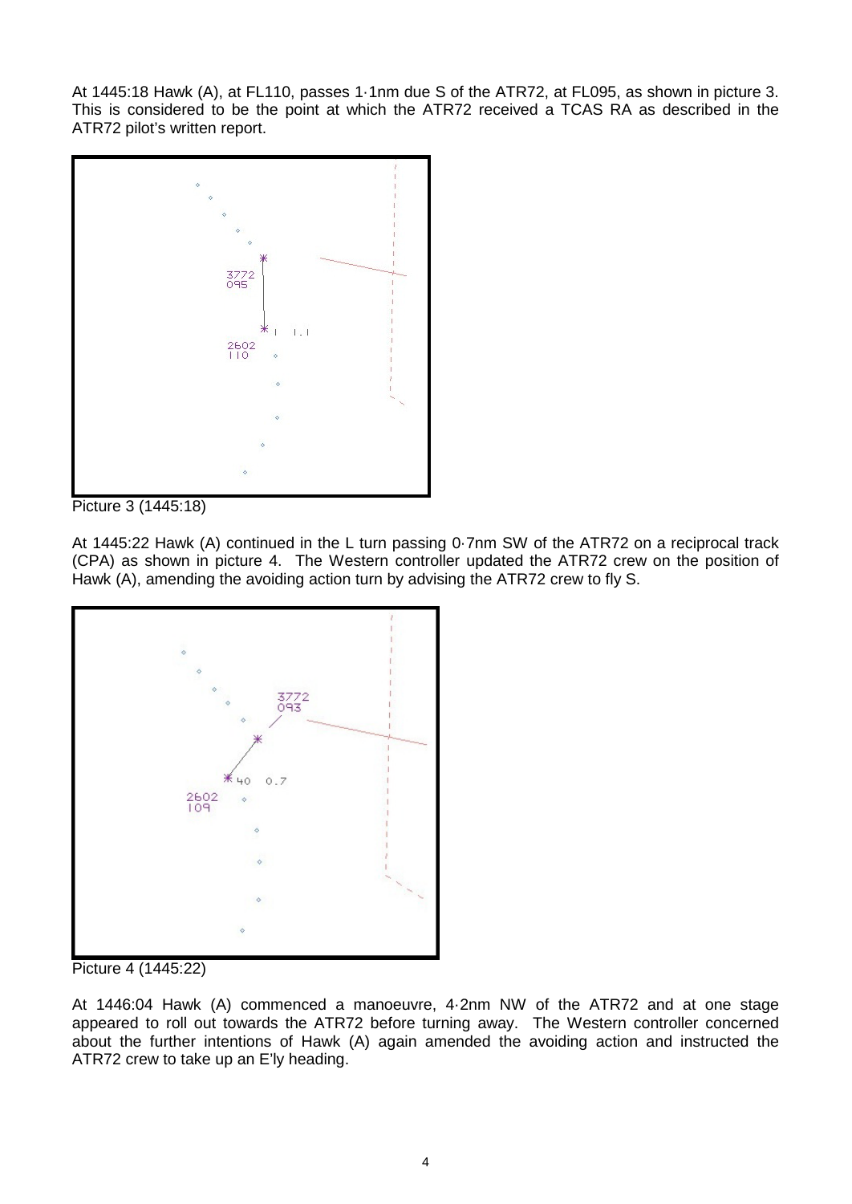At 1445:18 Hawk (A), at FL110, passes 1·1nm due S of the ATR72, at FL095, as shown in picture 3. This is considered to be the point at which the ATR72 received a TCAS RA as described in the ATR72 pilot's written report.

Picture 3 (1445:18)

At 1445:22 Hawk (A) continued in the L turn passing 0·7nm SW of the ATR72 on a reciprocal track (CPA) as shown in picture 4. The Western controller updated the ATR72 crew on the position of Hawk (A), amending the avoiding action turn by advising the ATR72 crew to fly S.

Picture 4 (1445:22)

At 1446:04 Hawk (A) commenced a manoeuvre, 4·2nm NW of the ATR72 and at one stage appeared to roll out towards the ATR72 before turning away. The Western controller concerned about the further intentions of Hawk (A) again amended the avoiding action and instructed the ATR72 crew to take up an E'ly heading.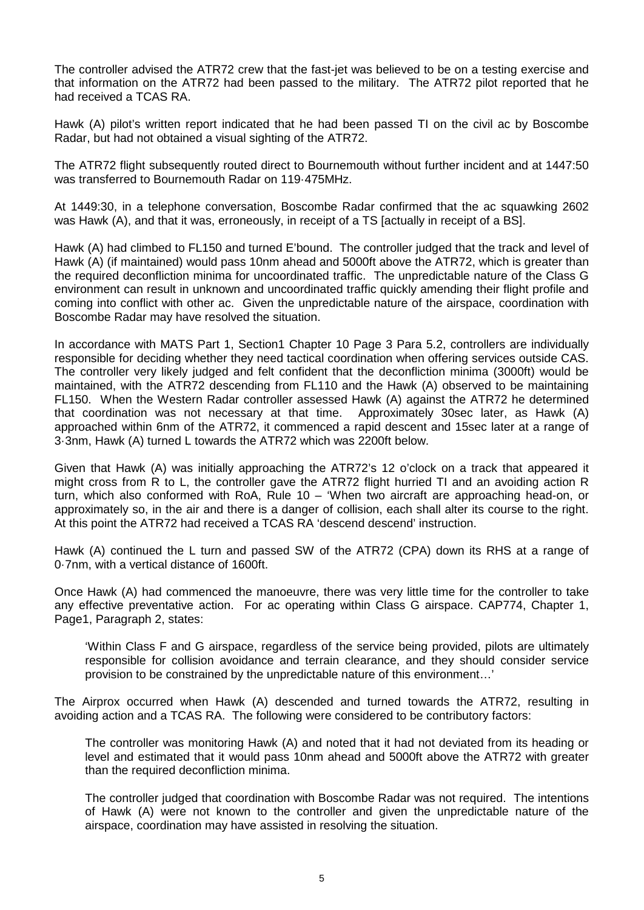The controller advised the ATR72 crew that the fast-jet was believed to be on a testing exercise and that information on the ATR72 had been passed to the military. The ATR72 pilot reported that he had received a TCAS RA.

Hawk (A) pilot's written report indicated that he had been passed TI on the civil ac by Boscombe Radar, but had not obtained a visual sighting of the ATR72.

The ATR72 flight subsequently routed direct to Bournemouth without further incident and at 1447:50 was transferred to Bournemouth Radar on 119·475MHz.

At 1449:30, in a telephone conversation, Boscombe Radar confirmed that the ac squawking 2602 was Hawk (A), and that it was, erroneously, in receipt of a TS [actually in receipt of a BS].

Hawk (A) had climbed to FL150 and turned E'bound. The controller judged that the track and level of Hawk (A) (if maintained) would pass 10nm ahead and 5000ft above the ATR72, which is greater than the required deconfliction minima for uncoordinated traffic. The unpredictable nature of the Class G environment can result in unknown and uncoordinated traffic quickly amending their flight profile and coming into conflict with other ac. Given the unpredictable nature of the airspace, coordination with Boscombe Radar may have resolved the situation.

In accordance with MATS Part 1, Section1 Chapter 10 Page 3 Para 5.2, controllers are individually responsible for deciding whether they need tactical coordination when offering services outside CAS. The controller very likely judged and felt confident that the deconfliction minima (3000ft) would be maintained, with the ATR72 descending from FL110 and the Hawk (A) observed to be maintaining FL150. When the Western Radar controller assessed Hawk (A) against the ATR72 he determined that coordination was not necessary at that time. Approximately 30sec later, as Hawk (A) approached within 6nm of the ATR72, it commenced a rapid descent and 15sec later at a range of 3·3nm, Hawk (A) turned L towards the ATR72 which was 2200ft below.

Given that Hawk (A) was initially approaching the ATR72's 12 o'clock on a track that appeared it might cross from R to L, the controller gave the ATR72 flight hurried TI and an avoiding action R turn, which also conformed with RoA, Rule 10 – 'When two aircraft are approaching head-on, or approximately so, in the air and there is a danger of collision, each shall alter its course to the right. At this point the ATR72 had received a TCAS RA 'descend descend' instruction.

Hawk (A) continued the L turn and passed SW of the ATR72 (CPA) down its RHS at a range of 0·7nm, with a vertical distance of 1600ft.

Once Hawk (A) had commenced the manoeuvre, there was very little time for the controller to take any effective preventative action. For ac operating within Class G airspace. CAP774, Chapter 1, Page1, Paragraph 2, states:

> 'Within Class F and G airspace, regardless of the service being provided, pilots are ultimately responsible for collision avoidance and terrain clearance, and they should consider service provision to be constrained by the unpredictable nature of this environment…'

The Airprox occurred when Hawk (A) descended and turned towards the ATR72, resulting in avoiding action and a TCAS RA. The following were considered to be contributory factors:

> The controller was monitoring Hawk (A) and noted that it had not deviated from its heading or level and estimated that it would pass 10nm ahead and 5000ft above the ATR72 with greater than the required deconfliction minima.
>
> The controller judged that coordination with Boscombe Radar was not required. The intentions of Hawk (A) were not known to the controller and given the unpredictable nature of the airspace, coordination may have assisted in resolving the situation.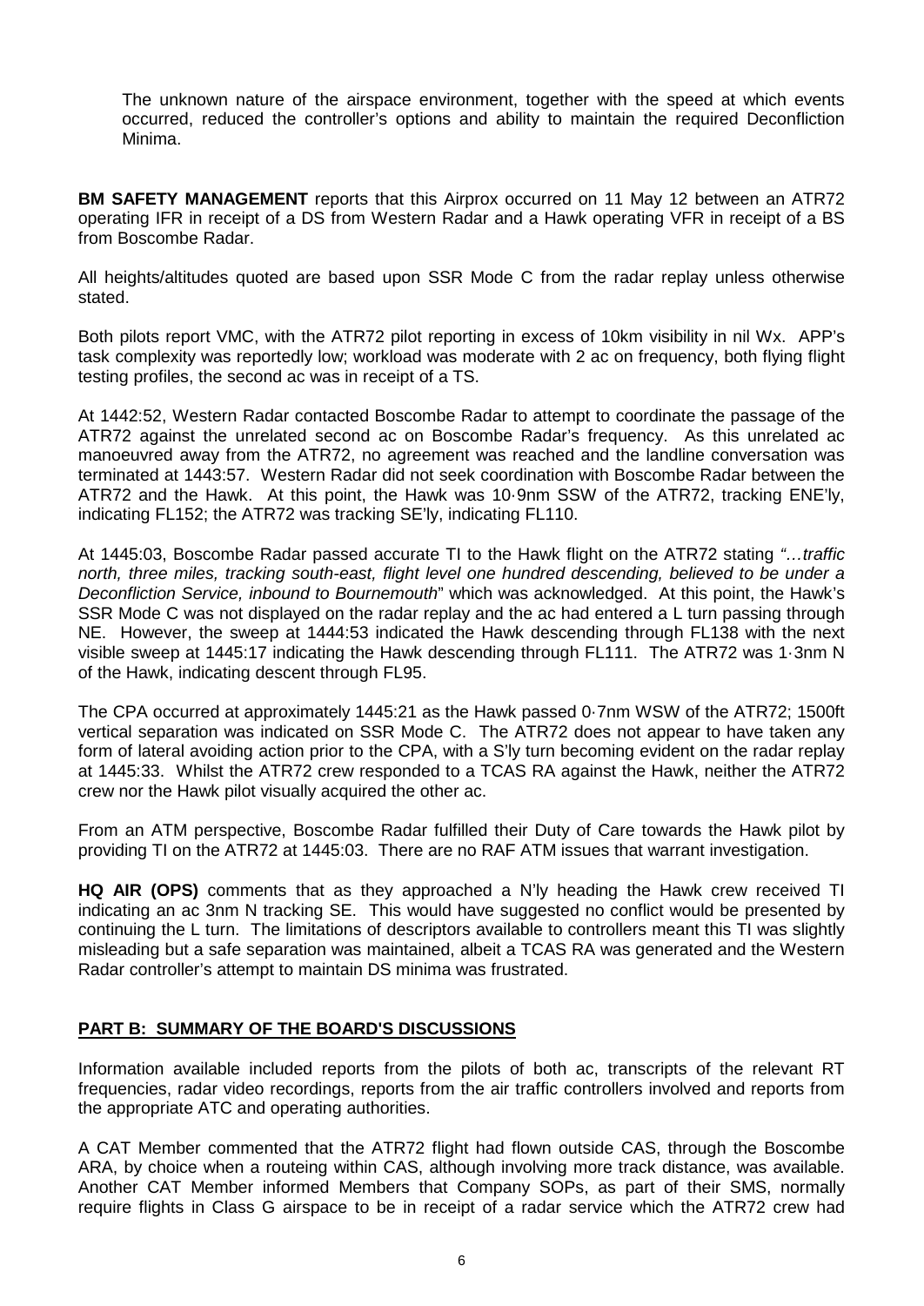The unknown nature of the airspace environment, together with the speed at which events occurred, reduced the controller's options and ability to maintain the required Deconfliction Minima.

**BM SAFETY MANAGEMENT** reports that this Airprox occurred on 11 May 12 between an ATR72 operating IFR in receipt of a DS from Western Radar and a Hawk operating VFR in receipt of a BS from Boscombe Radar.

All heights/altitudes quoted are based upon SSR Mode C from the radar replay unless otherwise stated.

Both pilots report VMC, with the ATR72 pilot reporting in excess of 10km visibility in nil Wx. APP's task complexity was reportedly low; workload was moderate with 2 ac on frequency, both flying flight testing profiles, the second ac was in receipt of a TS.

At 1442:52, Western Radar contacted Boscombe Radar to attempt to coordinate the passage of the ATR72 against the unrelated second ac on Boscombe Radar's frequency. As this unrelated ac manoeuvred away from the ATR72, no agreement was reached and the landline conversation was terminated at 1443:57. Western Radar did not seek coordination with Boscombe Radar between the ATR72 and the Hawk. At this point, the Hawk was 10·9nm SSW of the ATR72, tracking ENE'ly, indicating FL152; the ATR72 was tracking SE'ly, indicating FL110.

At 1445:03, Boscombe Radar passed accurate TI to the Hawk flight on the ATR72 stating *"…traffic north, three miles, tracking south-east, flight level one hundred descending, believed to be under a Deconfliction Service, inbound to Bournemouth*" which was acknowledged. At this point, the Hawk's SSR Mode C was not displayed on the radar replay and the ac had entered a L turn passing through NE. However, the sweep at 1444:53 indicated the Hawk descending through FL138 with the next visible sweep at 1445:17 indicating the Hawk descending through FL111. The ATR72 was 1·3nm N of the Hawk, indicating descent through FL95.

The CPA occurred at approximately 1445:21 as the Hawk passed 0·7nm WSW of the ATR72; 1500ft vertical separation was indicated on SSR Mode C. The ATR72 does not appear to have taken any form of lateral avoiding action prior to the CPA, with a S'ly turn becoming evident on the radar replay at 1445:33. Whilst the ATR72 crew responded to a TCAS RA against the Hawk, neither the ATR72 crew nor the Hawk pilot visually acquired the other ac.

From an ATM perspective, Boscombe Radar fulfilled their Duty of Care towards the Hawk pilot by providing TI on the ATR72 at 1445:03. There are no RAF ATM issues that warrant investigation.

**HQ AIR (OPS)** comments that as they approached a N'ly heading the Hawk crew received TI indicating an ac 3nm N tracking SE. This would have suggested no conflict would be presented by continuing the L turn. The limitations of descriptors available to controllers meant this TI was slightly misleading but a safe separation was maintained, albeit a TCAS RA was generated and the Western Radar controller's attempt to maintain DS minima was frustrated.

## PART B: SUMMARY OF THE BOARD'S DISCUSSIONS

Information available included reports from the pilots of both ac, transcripts of the relevant RT frequencies, radar video recordings, reports from the air traffic controllers involved and reports from the appropriate ATC and operating authorities.

A CAT Member commented that the ATR72 flight had flown outside CAS, through the Boscombe ARA, by choice when a routeing within CAS, although involving more track distance, was available. Another CAT Member informed Members that Company SOPs, as part of their SMS, normally require flights in Class G airspace to be in receipt of a radar service which the ATR72 crew had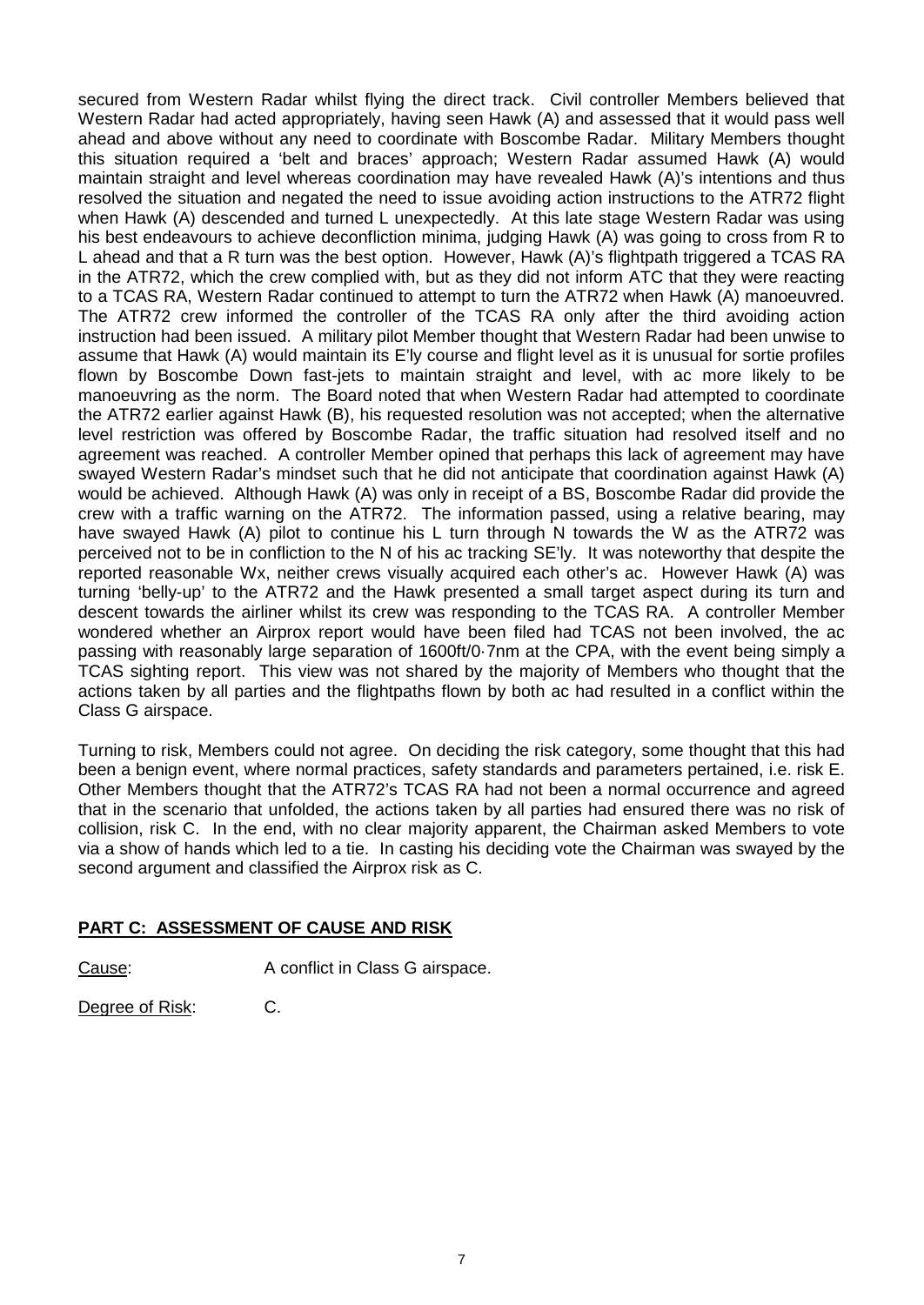secured from Western Radar whilst flying the direct track. Civil controller Members believed that Western Radar had acted appropriately, having seen Hawk (A) and assessed that it would pass well ahead and above without any need to coordinate with Boscombe Radar. Military Members thought this situation required a 'belt and braces' approach; Western Radar assumed Hawk (A) would maintain straight and level whereas coordination may have revealed Hawk (A)'s intentions and thus resolved the situation and negated the need to issue avoiding action instructions to the ATR72 flight when Hawk (A) descended and turned L unexpectedly. At this late stage Western Radar was using his best endeavours to achieve deconfliction minima, judging Hawk (A) was going to cross from R to L ahead and that a R turn was the best option. However, Hawk (A)'s flightpath triggered a TCAS RA in the ATR72, which the crew complied with, but as they did not inform ATC that they were reacting to a TCAS RA, Western Radar continued to attempt to turn the ATR72 when Hawk (A) manoeuvred. The ATR72 crew informed the controller of the TCAS RA only after the third avoiding action instruction had been issued. A military pilot Member thought that Western Radar had been unwise to assume that Hawk (A) would maintain its E'ly course and flight level as it is unusual for sortie profiles flown by Boscombe Down fast-jets to maintain straight and level, with ac more likely to be manoeuvring as the norm. The Board noted that when Western Radar had attempted to coordinate the ATR72 earlier against Hawk (B), his requested resolution was not accepted; when the alternative level restriction was offered by Boscombe Radar, the traffic situation had resolved itself and no agreement was reached. A controller Member opined that perhaps this lack of agreement may have swayed Western Radar's mindset such that he did not anticipate that coordination against Hawk (A) would be achieved. Although Hawk (A) was only in receipt of a BS, Boscombe Radar did provide the crew with a traffic warning on the ATR72. The information passed, using a relative bearing, may have swayed Hawk (A) pilot to continue his L turn through N towards the W as the ATR72 was perceived not to be in confliction to the N of his ac tracking SE'ly. It was noteworthy that despite the reported reasonable Wx, neither crews visually acquired each other's ac. However Hawk (A) was turning 'belly-up' to the ATR72 and the Hawk presented a small target aspect during its turn and descent towards the airliner whilst its crew was responding to the TCAS RA. A controller Member wondered whether an Airprox report would have been filed had TCAS not been involved, the ac passing with reasonably large separation of 1600ft/0·7nm at the CPA, with the event being simply a TCAS sighting report. This view was not shared by the majority of Members who thought that the actions taken by all parties and the flightpaths flown by both ac had resulted in a conflict within the Class G airspace.

Turning to risk, Members could not agree. On deciding the risk category, some thought that this had been a benign event, where normal practices, safety standards and parameters pertained, i.e. risk E. Other Members thought that the ATR72's TCAS RA had not been a normal occurrence and agreed that in the scenario that unfolded, the actions taken by all parties had ensured there was no risk of collision, risk C. In the end, with no clear majority apparent, the Chairman asked Members to vote via a show of hands which led to a tie. In casting his deciding vote the Chairman was swayed by the second argument and classified the Airprox risk as C.

## PART C: ASSESSMENT OF CAUSE AND RISK

Cause: A conflict in Class G airspace.

Degree of Risk: C.